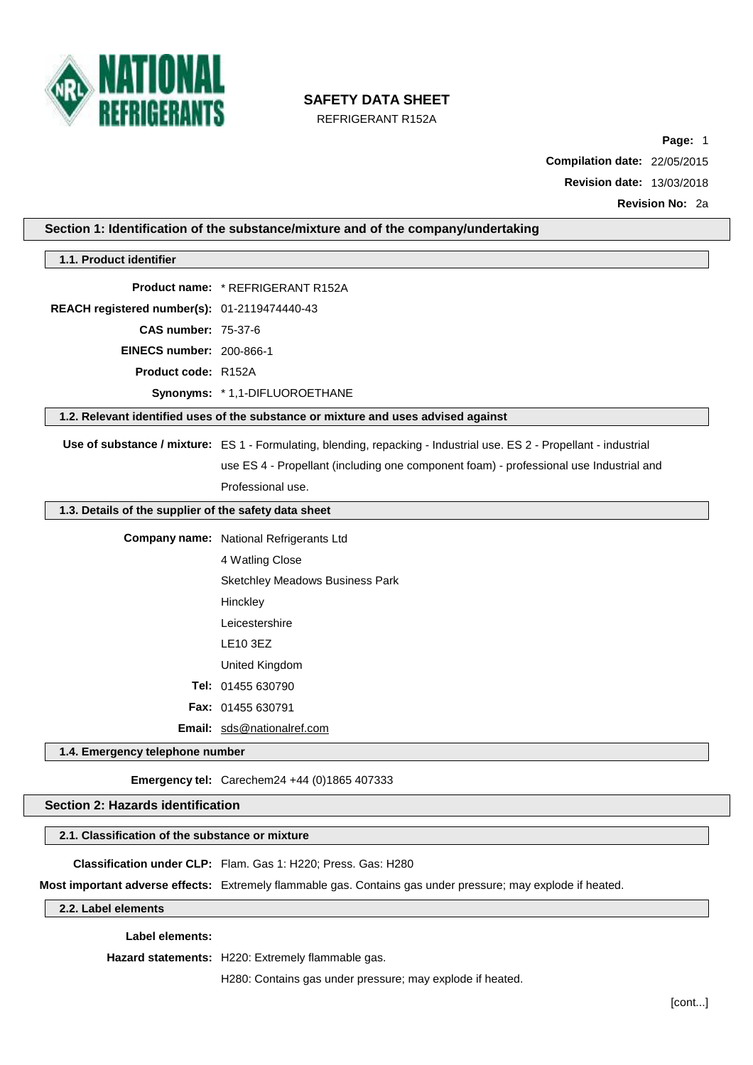# SAFETY DATA SHEET

REFRIGERANT R152A

**Page:** 1

**Compilation date:** 22/05/2015

**Revision date:** 13/03/2018

**Revision No:** 2a

## Section 1: Identification of the substance/mixture and of the company/undertaking

### 1.1. Product identifier

**Product name:** * REFRIGERANT R152A

**REACH registered number(s):** 01-2119474440-43

**CAS number:** 75-37-6

**EINECS number:** 200-866-1

**Product code:** R152A

**Synonyms:** * 1,1-DIFLUOROETHANE

### 1.2. Relevant identified uses of the substance or mixture and uses advised against

**Use of substance / mixture:** ES 1 - Formulating, blending, repacking - Industrial use. ES 2 - Propellant - industrial use ES 4 - Propellant (including one component foam) - professional use Industrial and Professional use.

### 1.3. Details of the supplier of the safety data sheet

**Company name:** National Refrigerants Ltd

4 Watling Close

Sketchley Meadows Business Park

Hinckley

Leicestershire

LE10 3EZ

United Kingdom

**Tel:** 01455 630790

**Fax:** 01455 630791

**Email:** sds@nationalref.com

### 1.4. Emergency telephone number

**Emergency tel:** Carechem24 +44 (0)1865 407333

## Section 2: Hazards identification

### 2.1. Classification of the substance or mixture

**Classification under CLP:** Flam. Gas 1: H220; Press. Gas: H280

**Most important adverse effects:** Extremely flammable gas. Contains gas under pressure; may explode if heated.

### 2.2. Label elements

**Label elements:**

**Hazard statements:** H220: Extremely flammable gas.

H280: Contains gas under pressure; may explode if heated.

[cont...]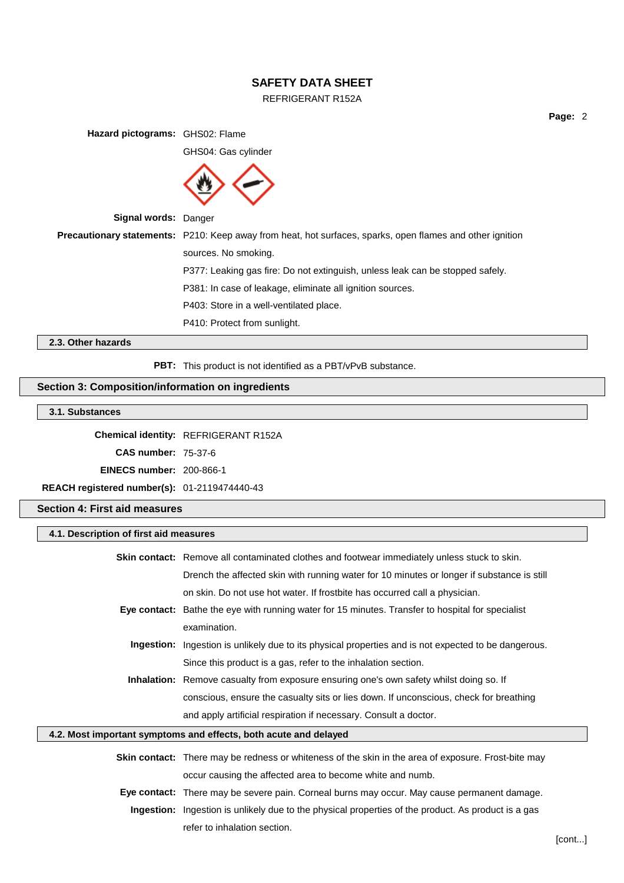**Hazard pictograms:** GHS02: Flame

GHS04: Gas cylinder

**Signal words:** Danger

**Precautionary statements:** P210: Keep away from heat, hot surfaces, sparks, open flames and other ignition sources. No smoking.

P377: Leaking gas fire: Do not extinguish, unless leak can be stopped safely.

P381: In case of leakage, eliminate all ignition sources.

P403: Store in a well-ventilated place.

P410: Protect from sunlight.

### 2.3. Other hazards

**PBT:** This product is not identified as a PBT/vPvB substance.

## Section 3: Composition/information on ingredients

### 3.1. Substances

**Chemical identity:** REFRIGERANT R152A

**CAS number:** 75-37-6

**EINECS number:** 200-866-1

**REACH registered number(s):** 01-2119474440-43

## Section 4: First aid measures

### 4.1. Description of first aid measures

**Skin contact:** Remove all contaminated clothes and footwear immediately unless stuck to skin. Drench the affected skin with running water for 10 minutes or longer if substance is still on skin. Do not use hot water. If frostbite has occurred call a physician.

**Eye contact:** Bathe the eye with running water for 15 minutes. Transfer to hospital for specialist examination.

**Ingestion:** Ingestion is unlikely due to its physical properties and is not expected to be dangerous. Since this product is a gas, refer to the inhalation section.

**Inhalation:** Remove casualty from exposure ensuring one's own safety whilst doing so. If conscious, ensure the casualty sits or lies down. If unconscious, check for breathing and apply artificial respiration if necessary. Consult a doctor.

### 4.2. Most important symptoms and effects, both acute and delayed

**Skin contact:** There may be redness or whiteness of the skin in the area of exposure. Frost-bite may occur causing the affected area to become white and numb.

**Eye contact:** There may be severe pain. Corneal burns may occur. May cause permanent damage.

**Ingestion:** Ingestion is unlikely due to the physical properties of the product. As product is a gas refer to inhalation section.

[cont...]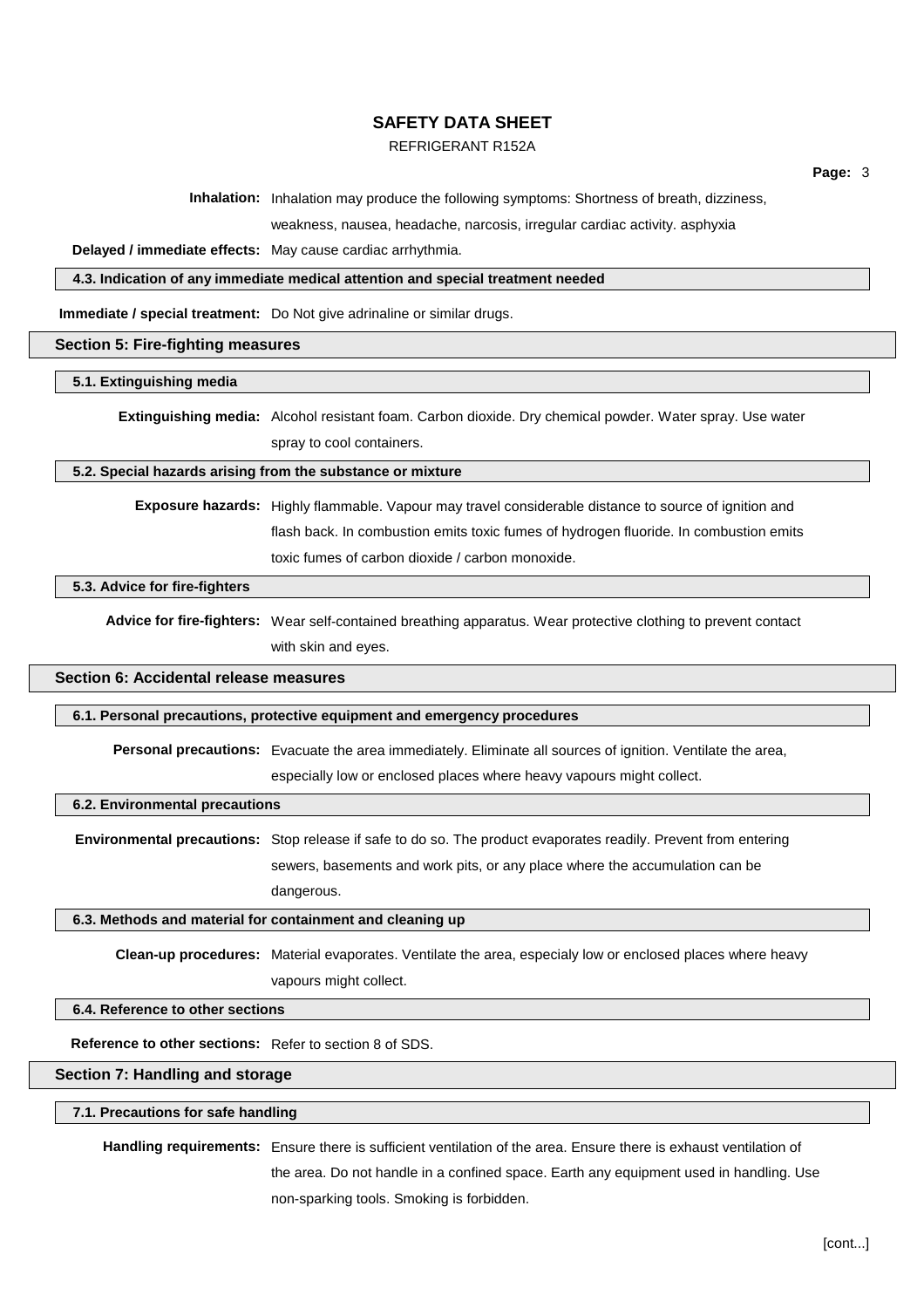**Inhalation:** Inhalation may produce the following symptoms: Shortness of breath, dizziness, weakness, nausea, headache, narcosis, irregular cardiac activity. asphyxia

**Delayed / immediate effects:** May cause cardiac arrhythmia.

### 4.3. Indication of any immediate medical attention and special treatment needed

**Immediate / special treatment:** Do Not give adrinaline or similar drugs.

## Section 5: Fire-fighting measures

### 5.1. Extinguishing media

**Extinguishing media:** Alcohol resistant foam. Carbon dioxide. Dry chemical powder. Water spray. Use water spray to cool containers.

### 5.2. Special hazards arising from the substance or mixture

**Exposure hazards:** Highly flammable. Vapour may travel considerable distance to source of ignition and flash back. In combustion emits toxic fumes of hydrogen fluoride. In combustion emits toxic fumes of carbon dioxide / carbon monoxide.

### 5.3. Advice for fire-fighters

**Advice for fire-fighters:** Wear self-contained breathing apparatus. Wear protective clothing to prevent contact with skin and eyes.

## Section 6: Accidental release measures

### 6.1. Personal precautions, protective equipment and emergency procedures

**Personal precautions:** Evacuate the area immediately. Eliminate all sources of ignition. Ventilate the area, especially low or enclosed places where heavy vapours might collect.

### 6.2. Environmental precautions

**Environmental precautions:** Stop release if safe to do so. The product evaporates readily. Prevent from entering sewers, basements and work pits, or any place where the accumulation can be dangerous.

### 6.3. Methods and material for containment and cleaning up

**Clean-up procedures:** Material evaporates. Ventilate the area, especialy low or enclosed places where heavy vapours might collect.

### 6.4. Reference to other sections

**Reference to other sections:** Refer to section 8 of SDS.

## Section 7: Handling and storage

### 7.1. Precautions for safe handling

**Handling requirements:** Ensure there is sufficient ventilation of the area. Ensure there is exhaust ventilation of the area. Do not handle in a confined space. Earth any equipment used in handling. Use non-sparking tools. Smoking is forbidden.

[cont...]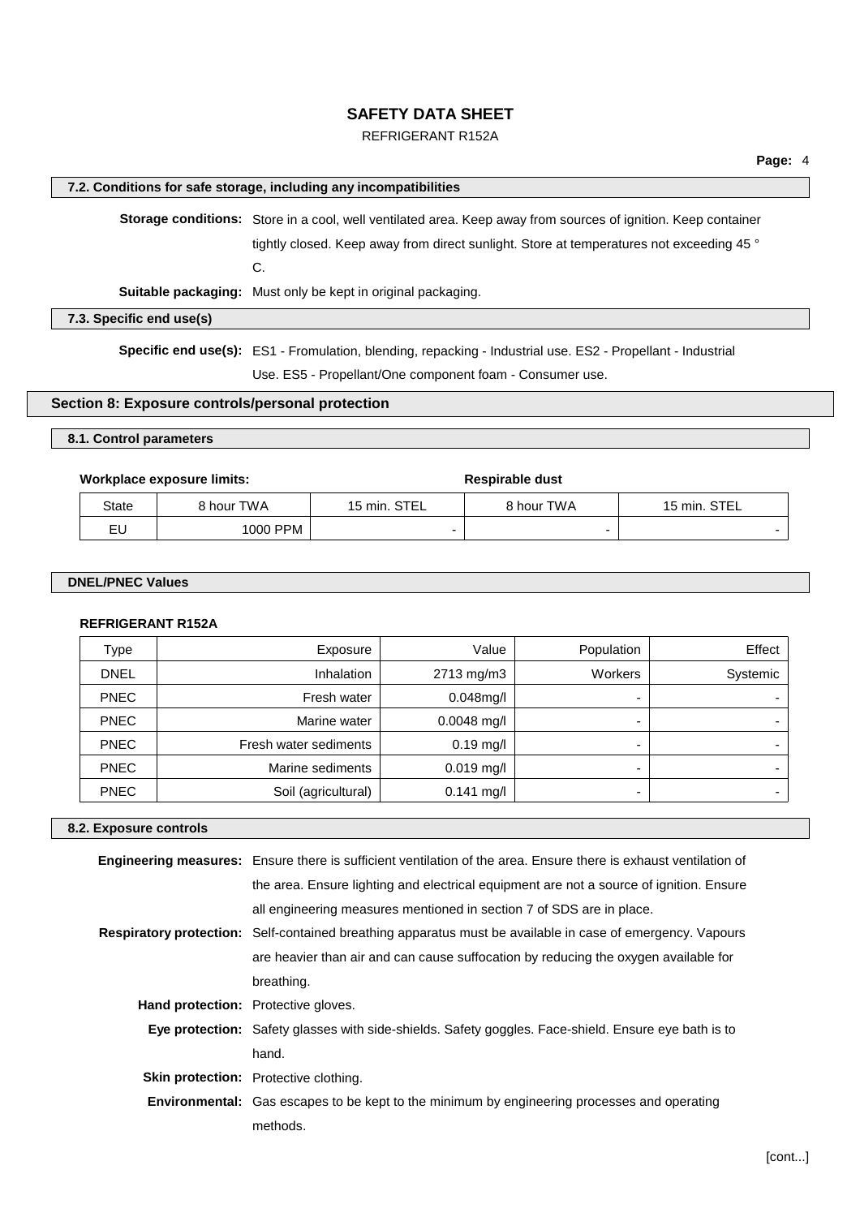#### 7.2. Conditions for safe storage, including any incompatibilities

**Storage conditions:** Store in a cool, well ventilated area. Keep away from sources of ignition. Keep container tightly closed. Keep away from direct sunlight. Store at temperatures not exceeding 45 °C.

**Suitable packaging:** Must only be kept in original packaging.

#### 7.3. Specific end use(s)

**Specific end use(s):** ES1 - Fromulation, blending, repacking - Industrial use. ES2 - Propellant - Industrial Use. ES5 - Propellant/One component foam - Consumer use.

## Section 8: Exposure controls/personal protection

#### 8.1. Control parameters

**Workplace exposure limits:**

| State | 8 hour TWA | 15 min. STEL | Respirable dust 8 hour TWA | Respirable dust 15 min. STEL |
|---|---|---|---|---|
| EU | 1000 PPM | - | - | - |

#### DNEL/PNEC Values

**REFRIGERANT R152A**

| Type | Exposure | Value | Population | Effect |
|---|---|---|---|---|
| DNEL | Inhalation | 2713 mg/m3 | Workers | Systemic |
| PNEC | Fresh water | 0.048mg/l | - | - |
| PNEC | Marine water | 0.0048 mg/l | - | - |
| PNEC | Fresh water sediments | 0.19 mg/l | - | - |
| PNEC | Marine sediments | 0.019 mg/l | - | - |
| PNEC | Soil (agricultural) | 0.141 mg/l | - | - |

#### 8.2. Exposure controls

**Engineering measures:** Ensure there is sufficient ventilation of the area. Ensure there is exhaust ventilation of the area. Ensure lighting and electrical equipment are not a source of ignition. Ensure all engineering measures mentioned in section 7 of SDS are in place.

**Respiratory protection:** Self-contained breathing apparatus must be available in case of emergency. Vapours are heavier than air and can cause suffocation by reducing the oxygen available for breathing.

**Hand protection:** Protective gloves.

**Eye protection:** Safety glasses with side-shields. Safety goggles. Face-shield. Ensure eye bath is to hand.

**Skin protection:** Protective clothing.

**Environmental:** Gas escapes to be kept to the minimum by engineering processes and operating methods.

[cont...]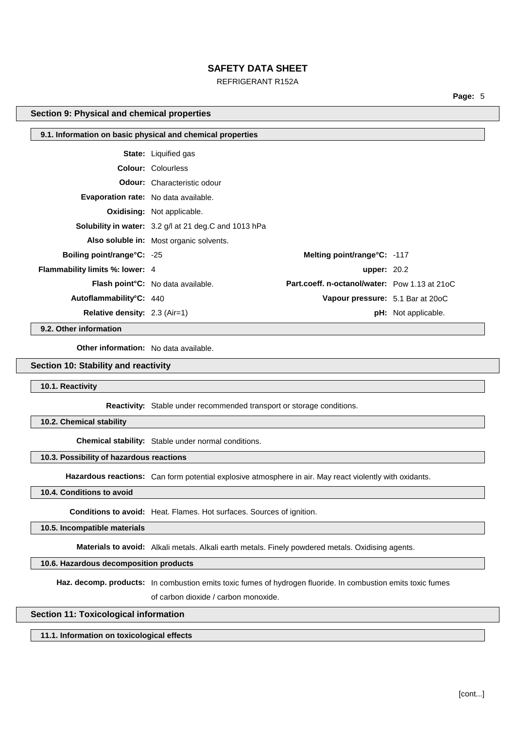## Section 9: Physical and chemical properties

### 9.1. Information on basic physical and chemical properties

**State:** Liquified gas

**Colour:** Colourless

**Odour:** Characteristic odour

**Evaporation rate:** No data available.

**Oxidising:** Not applicable.

**Solubility in water:** 3.2 g/l at 21 deg.C and 1013 hPa

**Also soluble in:** Most organic solvents.

| | | | |
|---|---|---|---|
| **Boiling point/range°C:** | -25 | **Melting point/range°C:** | -117 |
| **Flammability limits %: lower:** | 4 | **upper:** | 20.2 |
| **Flash point°C:** | No data available. | **Part.coeff. n-octanol/water:** | Pow 1.13 at 21oC |
| **Autoflammability°C:** | 440 | **Vapour pressure:** | 5.1 Bar at 20oC |
| **Relative density:** | 2.3 (Air=1) | **pH:** | Not applicable. |

### 9.2. Other information

**Other information:** No data available.

## Section 10: Stability and reactivity

### 10.1. Reactivity

**Reactivity:** Stable under recommended transport or storage conditions.

### 10.2. Chemical stability

**Chemical stability:** Stable under normal conditions.

### 10.3. Possibility of hazardous reactions

**Hazardous reactions:** Can form potential explosive atmosphere in air. May react violently with oxidants.

### 10.4. Conditions to avoid

**Conditions to avoid:** Heat. Flames. Hot surfaces. Sources of ignition.

### 10.5. Incompatible materials

**Materials to avoid:** Alkali metals. Alkali earth metals. Finely powdered metals. Oxidising agents.

### 10.6. Hazardous decomposition products

**Haz. decomp. products:** In combustion emits toxic fumes of hydrogen fluoride. In combustion emits toxic fumes of carbon dioxide / carbon monoxide.

## Section 11: Toxicological information

### 11.1. Information on toxicological effects

[cont...]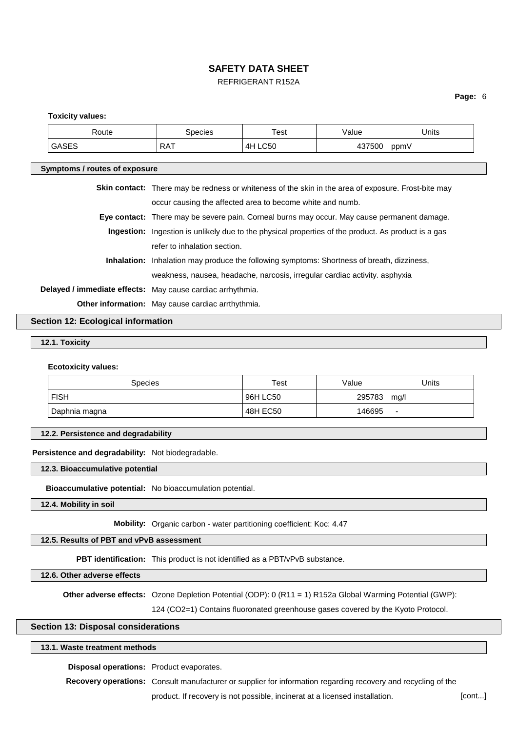**Toxicity values:**

| Route | Species | Test | Value | Units |
|---|---|---|---|---|
| GASES | RAT | 4H LC50 | 437500 | ppmV |

### Symptoms / routes of exposure

**Skin contact:** There may be redness or whiteness of the skin in the area of exposure. Frost-bite may occur causing the affected area to become white and numb.

**Eye contact:** There may be severe pain. Corneal burns may occur. May cause permanent damage.

**Ingestion:** Ingestion is unlikely due to the physical properties of the product. As product is a gas refer to inhalation section.

**Inhalation:** Inhalation may produce the following symptoms: Shortness of breath, dizziness, weakness, nausea, headache, narcosis, irregular cardiac activity. asphyxia

**Delayed / immediate effects:** May cause cardiac arrhythmia.

**Other information:** May cause cardiac arrthythmia.

## Section 12: Ecological information

### 12.1. Toxicity

**Ecotoxicity values:**

| Species | Test | Value | Units |
|---|---|---|---|
| FISH | 96H LC50 | 295783 | mg/l |
| Daphnia magna | 48H EC50 | 146695 | - |

### 12.2. Persistence and degradability

**Persistence and degradability:** Not biodegradable.

### 12.3. Bioaccumulative potential

**Bioaccumulative potential:** No bioaccumulation potential.

### 12.4. Mobility in soil

**Mobility:** Organic carbon - water partitioning coefficient: Koc: 4.47

### 12.5. Results of PBT and vPvB assessment

**PBT identification:** This product is not identified as a PBT/vPvB substance.

### 12.6. Other adverse effects

**Other adverse effects:** Ozone Depletion Potential (ODP): 0 (R11 = 1) R152a Global Warming Potential (GWP): 124 ($CO_2$=1) Contains fluoronated greenhouse gases covered by the Kyoto Protocol.

## Section 13: Disposal considerations

### 13.1. Waste treatment methods

**Disposal operations:** Product evaporates.

**Recovery operations:** Consult manufacturer or supplier for information regarding recovery and recycling of the product. If recovery is not possible, incinerat at a licensed installation.

[cont...]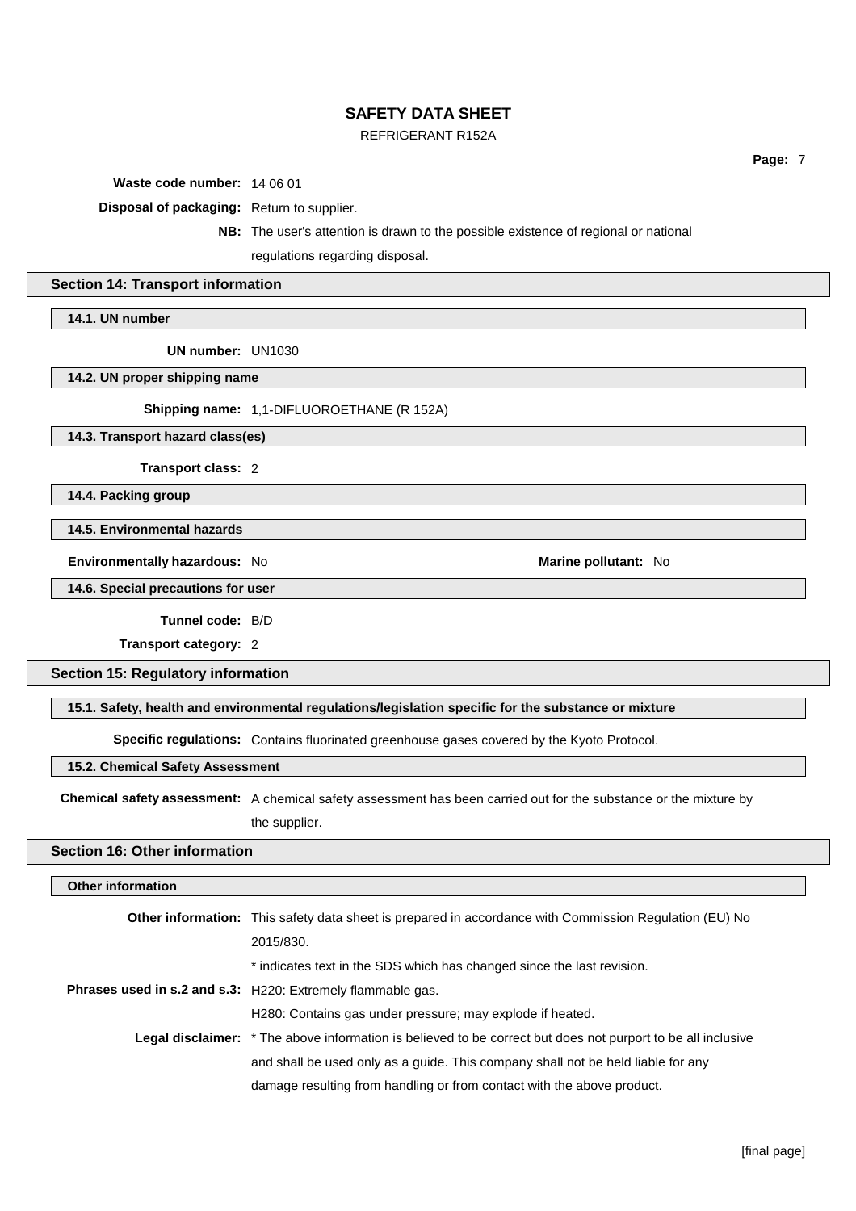**Waste code number:** 14 06 01

**Disposal of packaging:** Return to supplier.

**NB:** The user's attention is drawn to the possible existence of regional or national regulations regarding disposal.

## Section 14: Transport information

### 14.1. UN number

**UN number:** UN1030

### 14.2. UN proper shipping name

**Shipping name:** 1,1-DIFLUOROETHANE (R 152A)

### 14.3. Transport hazard class(es)

**Transport class:** 2

### 14.4. Packing group

### 14.5. Environmental hazards

**Environmentally hazardous:** No

**Marine pollutant:** No

### 14.6. Special precautions for user

**Tunnel code:** B/D

**Transport category:** 2

## Section 15: Regulatory information

### 15.1. Safety, health and environmental regulations/legislation specific for the substance or mixture

**Specific regulations:** Contains fluorinated greenhouse gases covered by the Kyoto Protocol.

### 15.2. Chemical Safety Assessment

**Chemical safety assessment:** A chemical safety assessment has been carried out for the substance or the mixture by the supplier.

## Section 16: Other information

### Other information

**Other information:** This safety data sheet is prepared in accordance with Commission Regulation (EU) No 2015/830.

* indicates text in the SDS which has changed since the last revision.

**Phrases used in s.2 and s.3:** H220: Extremely flammable gas.

H280: Contains gas under pressure; may explode if heated.

**Legal disclaimer:** * The above information is believed to be correct but does not purport to be all inclusive and shall be used only as a guide. This company shall not be held liable for any damage resulting from handling or from contact with the above product.

[final page]